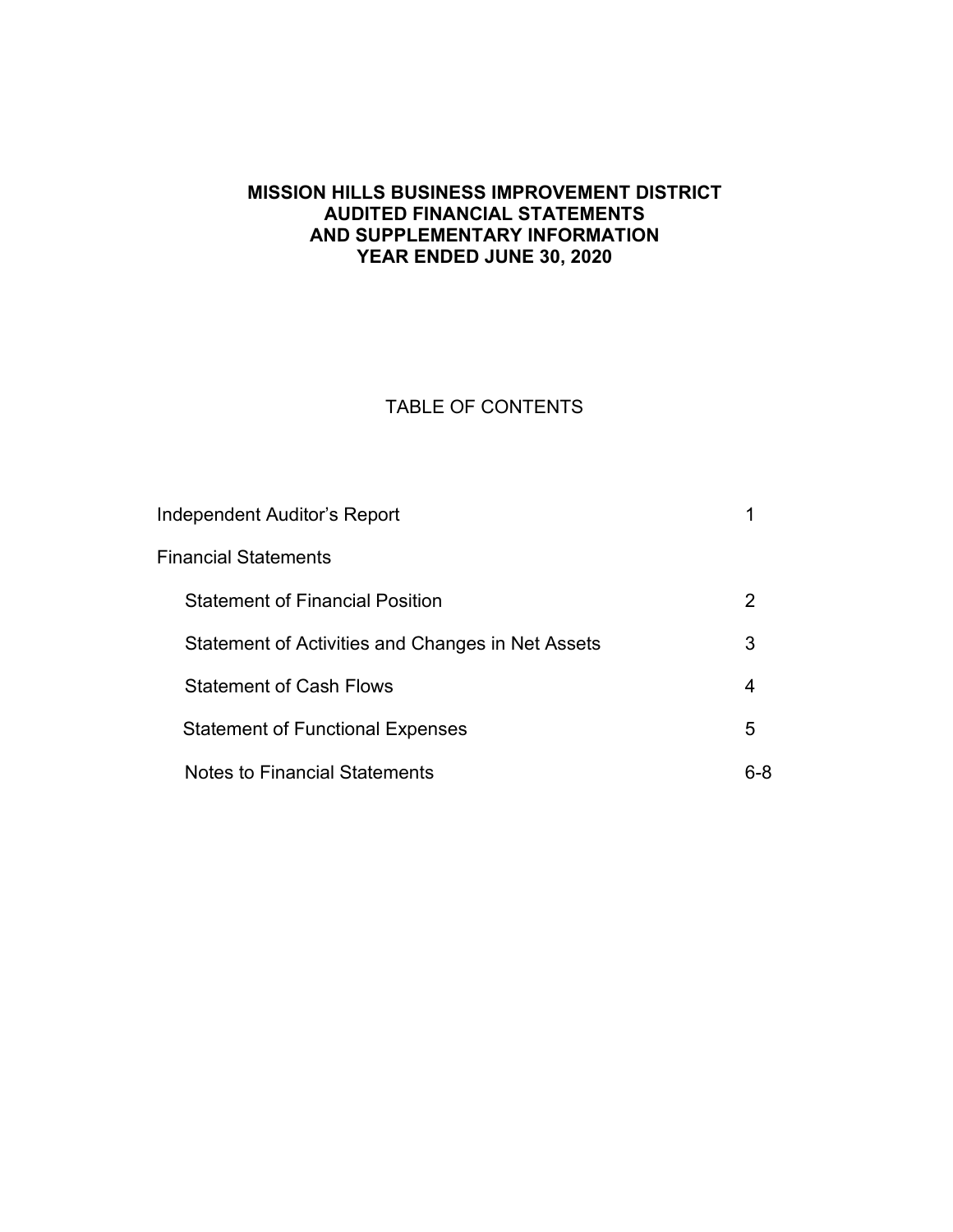# MISSION HILLS BUSINESS IMPROVEMENT DISTRICT
## AUDITED FINANCIAL STATEMENTS
## AND SUPPLEMENTARY INFORMATION
## YEAR ENDED JUNE 30, 2020

TABLE OF CONTENTS

| | |
|---|---|
| Independent Auditor's Report | 1 |
| Financial Statements | |
| Statement of Financial Position | 2 |
| Statement of Activities and Changes in Net Assets | 3 |
| Statement of Cash Flows | 4 |
| Statement of Functional Expenses | 5 |
| Notes to Financial Statements | 6-8 |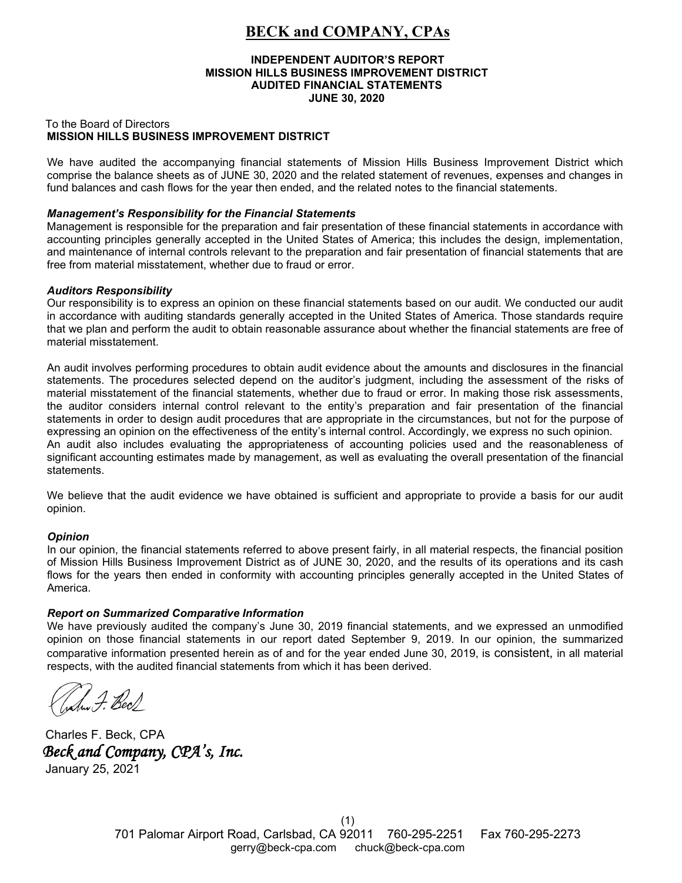# BECK and COMPANY, CPAs

**INDEPENDENT AUDITOR'S REPORT**
**MISSION HILLS BUSINESS IMPROVEMENT DISTRICT**
**AUDITED FINANCIAL STATEMENTS**
**JUNE 30, 2020**

To the Board of Directors
**MISSION HILLS BUSINESS IMPROVEMENT DISTRICT**

We have audited the accompanying financial statements of Mission Hills Business Improvement District which comprise the balance sheets as of JUNE 30, 2020 and the related statement of revenues, expenses and changes in fund balances and cash flows for the year then ended, and the related notes to the financial statements.

***Management's Responsibility for the Financial Statements***
Management is responsible for the preparation and fair presentation of these financial statements in accordance with accounting principles generally accepted in the United States of America; this includes the design, implementation, and maintenance of internal controls relevant to the preparation and fair presentation of financial statements that are free from material misstatement, whether due to fraud or error.

***Auditors Responsibility***
Our responsibility is to express an opinion on these financial statements based on our audit. We conducted our audit in accordance with auditing standards generally accepted in the United States of America. Those standards require that we plan and perform the audit to obtain reasonable assurance about whether the financial statements are free of material misstatement.

An audit involves performing procedures to obtain audit evidence about the amounts and disclosures in the financial statements. The procedures selected depend on the auditor's judgment, including the assessment of the risks of material misstatement of the financial statements, whether due to fraud or error. In making those risk assessments, the auditor considers internal control relevant to the entity's preparation and fair presentation of the financial statements in order to design audit procedures that are appropriate in the circumstances, but not for the purpose of expressing an opinion on the effectiveness of the entity's internal control. Accordingly, we express no such opinion. An audit also includes evaluating the appropriateness of accounting policies used and the reasonableness of significant accounting estimates made by management, as well as evaluating the overall presentation of the financial statements.

We believe that the audit evidence we have obtained is sufficient and appropriate to provide a basis for our audit opinion.

***Opinion***
In our opinion, the financial statements referred to above present fairly, in all material respects, the financial position of Mission Hills Business Improvement District as of JUNE 30, 2020, and the results of its operations and its cash flows for the years then ended in conformity with accounting principles generally accepted in the United States of America.

***Report on Summarized Comparative Information***
We have previously audited the company's June 30, 2019 financial statements, and we expressed an unmodified opinion on those financial statements in our report dated September 9, 2019. In our opinion, the summarized comparative information presented herein as of and for the year ended June 30, 2019, is consistent, in all material respects, with the audited financial statements from which it has been derived.

Charles F. Beck, CPA
*Beck and Company, CPA's, Inc.*
January 25, 2021

701 Palomar Airport Road, Carlsbad, CA 92011 760-295-2251 Fax 760-295-2273
gerry@beck-cpa.com chuck@beck-cpa.com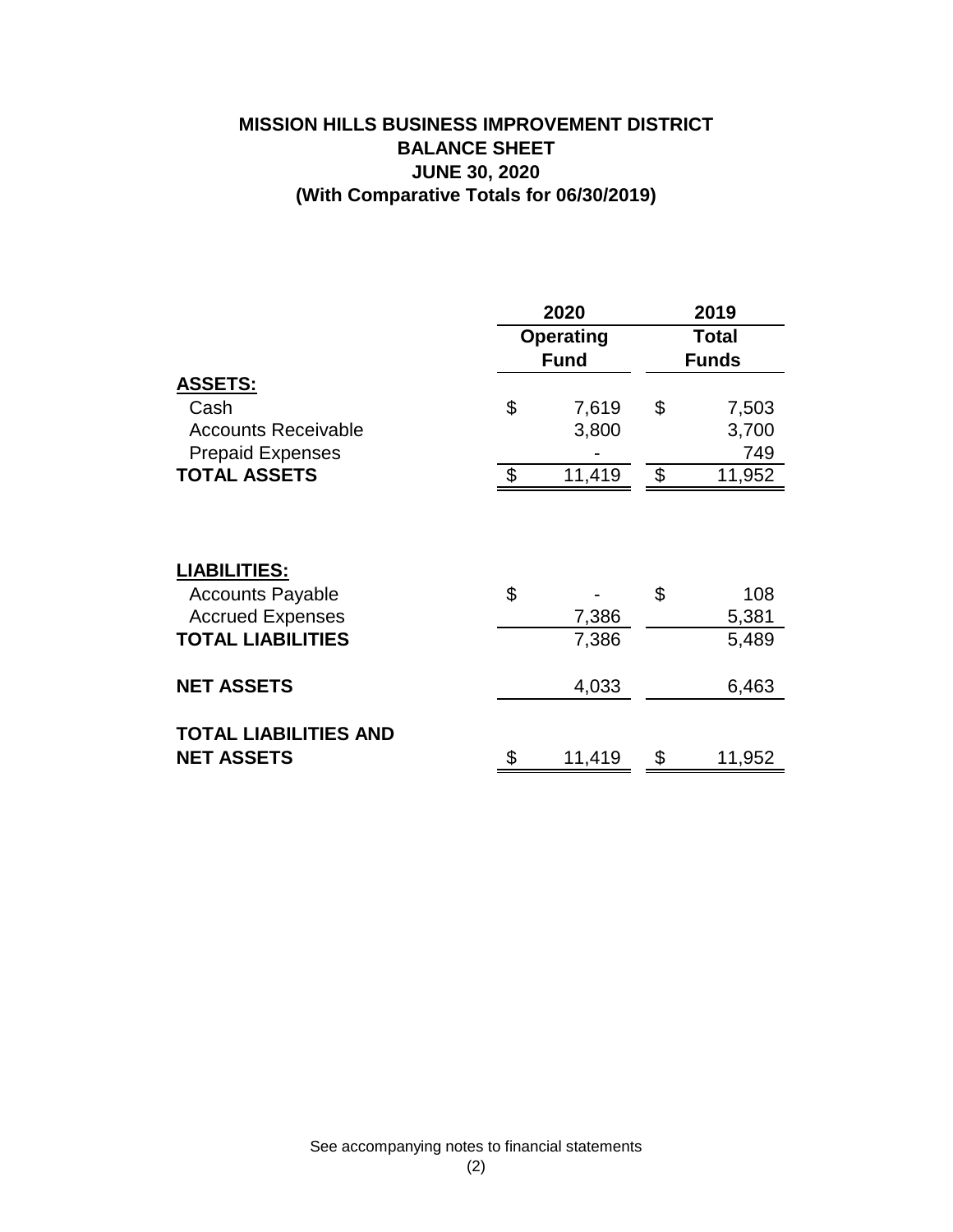# MISSION HILLS BUSINESS IMPROVEMENT DISTRICT
## BALANCE SHEET
## JUNE 30, 2020
## (With Comparative Totals for 06/30/2019)

| | 2020 Operating Fund | 2019 Total Funds |
|---|---|---|
| **ASSETS:** | | |
| Cash | $ 7,619 | $ 7,503 |
| Accounts Receivable | 3,800 | 3,700 |
| Prepaid Expenses | - | 749 |
| **TOTAL ASSETS** | $ 11,419 | $ 11,952 |
| | | |
| **LIABILITIES:** | | |
| Accounts Payable | $ - | $ 108 |
| Accrued Expenses | 7,386 | 5,381 |
| **TOTAL LIABILITIES** | 7,386 | 5,489 |
| | | |
| **NET ASSETS** | 4,033 | 6,463 |
| | | |
| **TOTAL LIABILITIES AND NET ASSETS** | $ 11,419 | $ 11,952 |

See accompanying notes to financial statements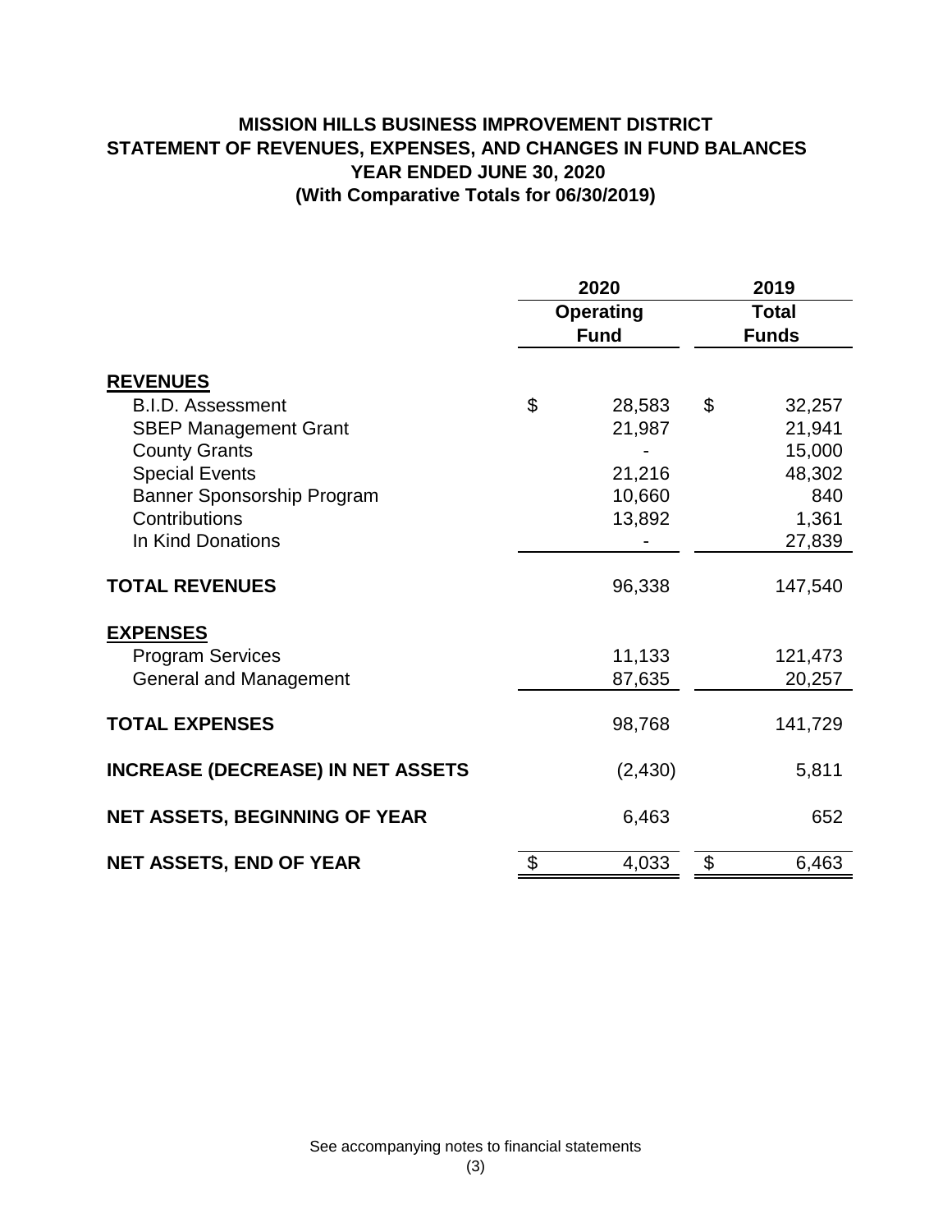# MISSION HILLS BUSINESS IMPROVEMENT DISTRICT
## STATEMENT OF REVENUES, EXPENSES, AND CHANGES IN FUND BALANCES
## YEAR ENDED JUNE 30, 2020
## (With Comparative Totals for 06/30/2019)

| | 2020 Operating Fund | 2019 Total Funds |
|---|---|---|
| **REVENUES** | | |
| B.I.D. Assessment | $ 28,583 | $ 32,257 |
| SBEP Management Grant | 21,987 | 21,941 |
| County Grants | - | 15,000 |
| Special Events | 21,216 | 48,302 |
| Banner Sponsorship Program | 10,660 | 840 |
| Contributions | 13,892 | 1,361 |
| In Kind Donations | - | 27,839 |
| **TOTAL REVENUES** | 96,338 | 147,540 |
| **EXPENSES** | | |
| Program Services | 11,133 | 121,473 |
| General and Management | 87,635 | 20,257 |
| **TOTAL EXPENSES** | 98,768 | 141,729 |
| **INCREASE (DECREASE) IN NET ASSETS** | (2,430) | 5,811 |
| **NET ASSETS, BEGINNING OF YEAR** | 6,463 | 652 |
| **NET ASSETS, END OF YEAR** | $ 4,033 | $ 6,463 |

See accompanying notes to financial statements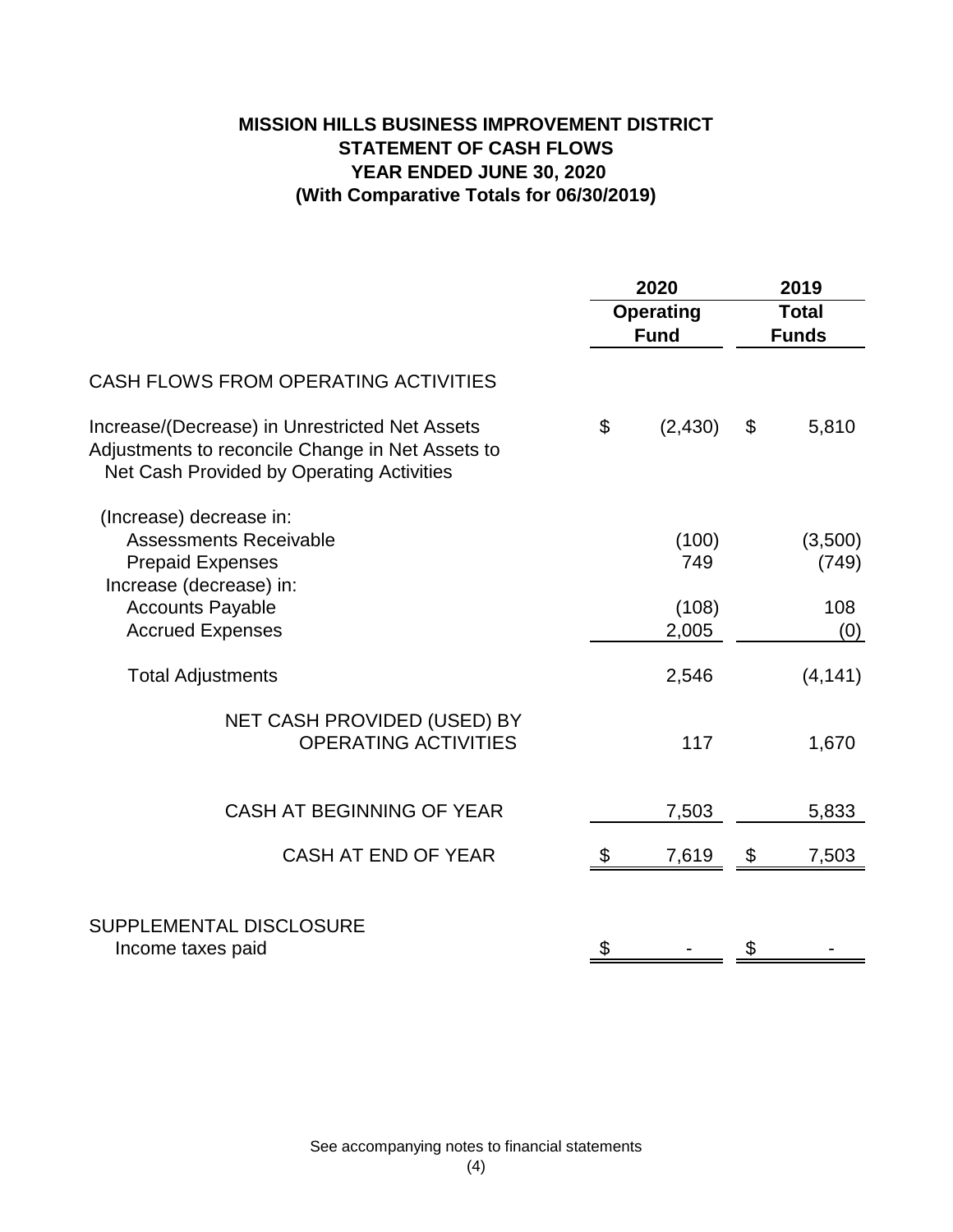# MISSION HILLS BUSINESS IMPROVEMENT DISTRICT
## STATEMENT OF CASH FLOWS
## YEAR ENDED JUNE 30, 2020
## (With Comparative Totals for 06/30/2019)

| | 2020 Operating Fund | 2019 Total Funds |
|---|---|---|
| CASH FLOWS FROM OPERATING ACTIVITIES | | |
| Increase/(Decrease) in Unrestricted Net Assets Adjustments to reconcile Change in Net Assets to Net Cash Provided by Operating Activities | $ (2,430) | $ 5,810 |
| (Increase) decrease in: | | |
| Assessments Receivable | (100) | (3,500) |
| Prepaid Expenses | 749 | (749) |
| Increase (decrease) in: | | |
| Accounts Payable | (108) | 108 |
| Accrued Expenses | 2,005 | (0) |
| Total Adjustments | 2,546 | (4,141) |
| NET CASH PROVIDED (USED) BY OPERATING ACTIVITIES | 117 | 1,670 |
| CASH AT BEGINNING OF YEAR | 7,503 | 5,833 |
| CASH AT END OF YEAR | $ 7,619 | $ 7,503 |
| SUPPLEMENTAL DISCLOSURE | | |
| Income taxes paid | $ - | $ - |

See accompanying notes to financial statements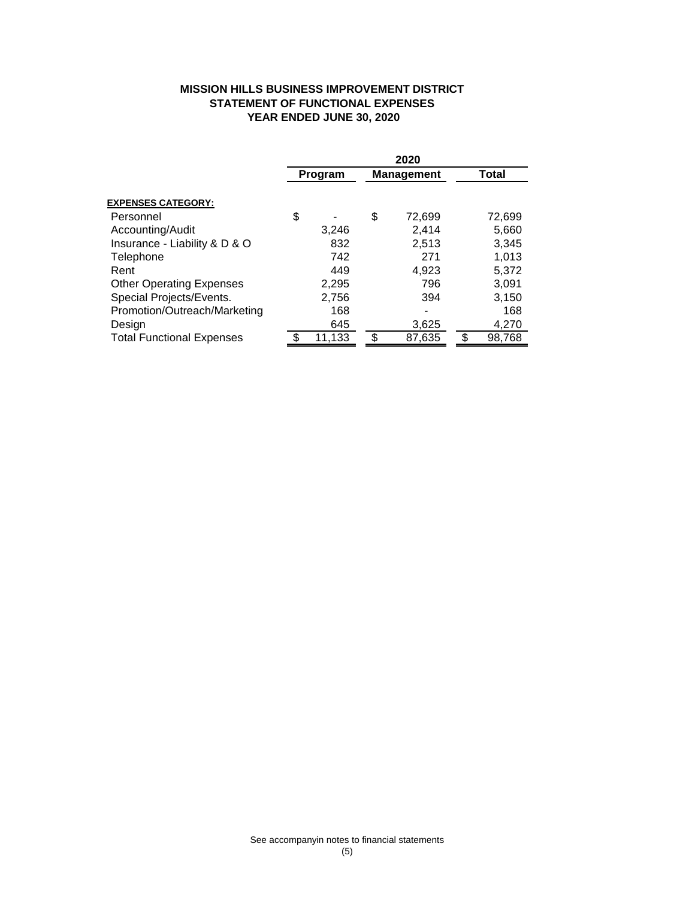**MISSION HILLS BUSINESS IMPROVEMENT DISTRICT**
**STATEMENT OF FUNCTIONAL EXPENSES**
**YEAR ENDED JUNE 30, 2020**

| | 2020 | | |
|---|---|---|---|
| | **Program** | **Management** | **Total** |
| **EXPENSES CATEGORY:** | | | |
| Personnel | $ - | $ 72,699 | 72,699 |
| Accounting/Audit | 3,246 | 2,414 | 5,660 |
| Insurance - Liability & D & O | 832 | 2,513 | 3,345 |
| Telephone | 742 | 271 | 1,013 |
| Rent | 449 | 4,923 | 5,372 |
| Other Operating Expenses | 2,295 | 796 | 3,091 |
| Special Projects/Events. | 2,756 | 394 | 3,150 |
| Promotion/Outreach/Marketing | 168 | - | 168 |
| Design | 645 | 3,625 | 4,270 |
| Total Functional Expenses | $ 11,133 | $ 87,635 | $ 98,768 |

See accompanyin notes to financial statements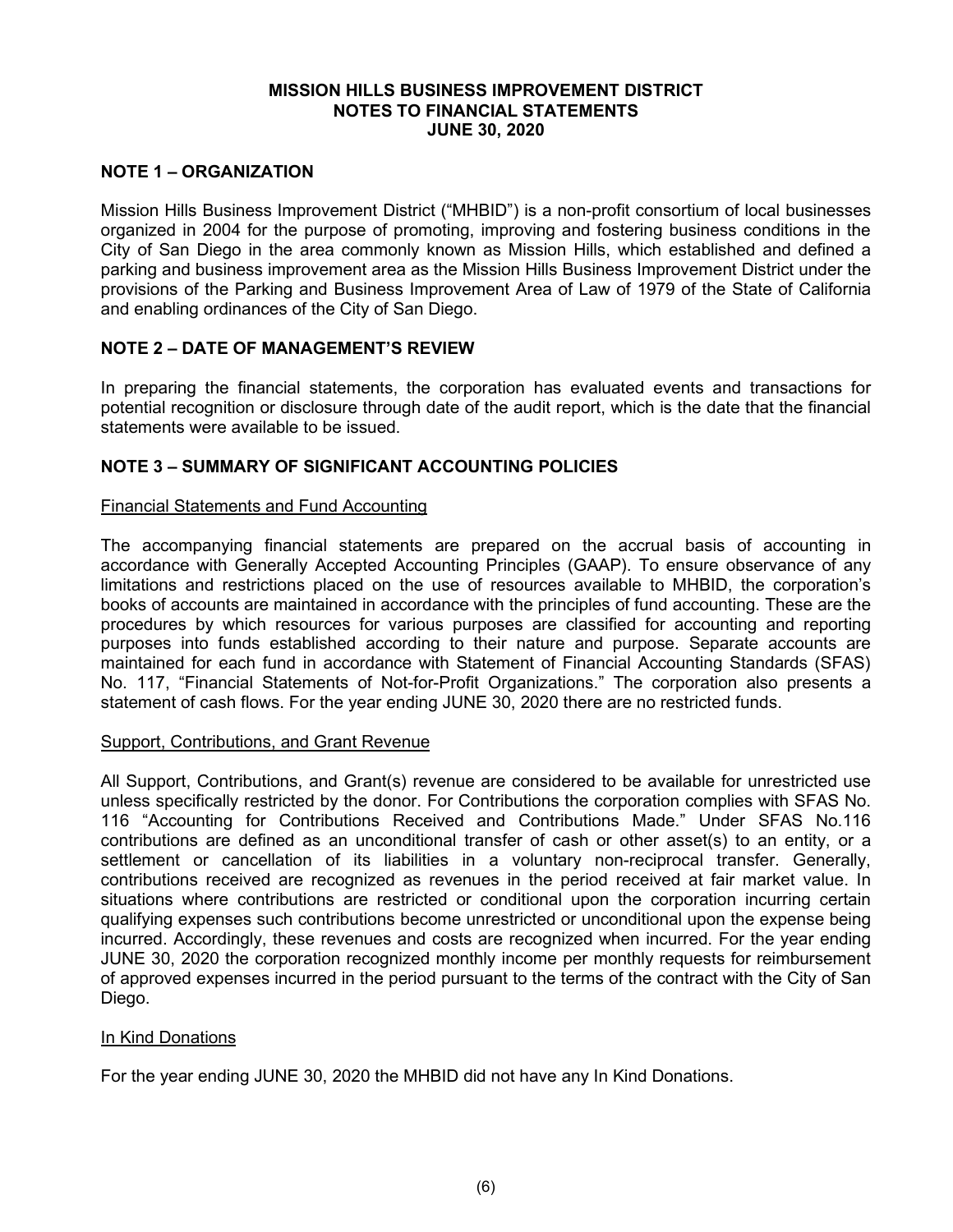# MISSION HILLS BUSINESS IMPROVEMENT DISTRICT
## NOTES TO FINANCIAL STATEMENTS
## JUNE 30, 2020

### NOTE 1 – ORGANIZATION

Mission Hills Business Improvement District ("MHBID") is a non-profit consortium of local businesses organized in 2004 for the purpose of promoting, improving and fostering business conditions in the City of San Diego in the area commonly known as Mission Hills, which established and defined a parking and business improvement area as the Mission Hills Business Improvement District under the provisions of the Parking and Business Improvement Area of Law of 1979 of the State of California and enabling ordinances of the City of San Diego.

### NOTE 2 – DATE OF MANAGEMENT'S REVIEW

In preparing the financial statements, the corporation has evaluated events and transactions for potential recognition or disclosure through date of the audit report, which is the date that the financial statements were available to be issued.

### NOTE 3 – SUMMARY OF SIGNIFICANT ACCOUNTING POLICIES

Financial Statements and Fund Accounting

The accompanying financial statements are prepared on the accrual basis of accounting in accordance with Generally Accepted Accounting Principles (GAAP). To ensure observance of any limitations and restrictions placed on the use of resources available to MHBID, the corporation's books of accounts are maintained in accordance with the principles of fund accounting. These are the procedures by which resources for various purposes are classified for accounting and reporting purposes into funds established according to their nature and purpose. Separate accounts are maintained for each fund in accordance with Statement of Financial Accounting Standards (SFAS) No. 117, "Financial Statements of Not-for-Profit Organizations." The corporation also presents a statement of cash flows. For the year ending JUNE 30, 2020 there are no restricted funds.

Support, Contributions, and Grant Revenue

All Support, Contributions, and Grant(s) revenue are considered to be available for unrestricted use unless specifically restricted by the donor. For Contributions the corporation complies with SFAS No. 116 "Accounting for Contributions Received and Contributions Made." Under SFAS No.116 contributions are defined as an unconditional transfer of cash or other asset(s) to an entity, or a settlement or cancellation of its liabilities in a voluntary non-reciprocal transfer. Generally, contributions received are recognized as revenues in the period received at fair market value. In situations where contributions are restricted or conditional upon the corporation incurring certain qualifying expenses such contributions become unrestricted or unconditional upon the expense being incurred. Accordingly, these revenues and costs are recognized when incurred. For the year ending JUNE 30, 2020 the corporation recognized monthly income per monthly requests for reimbursement of approved expenses incurred in the period pursuant to the terms of the contract with the City of San Diego.

In Kind Donations

For the year ending JUNE 30, 2020 the MHBID did not have any In Kind Donations.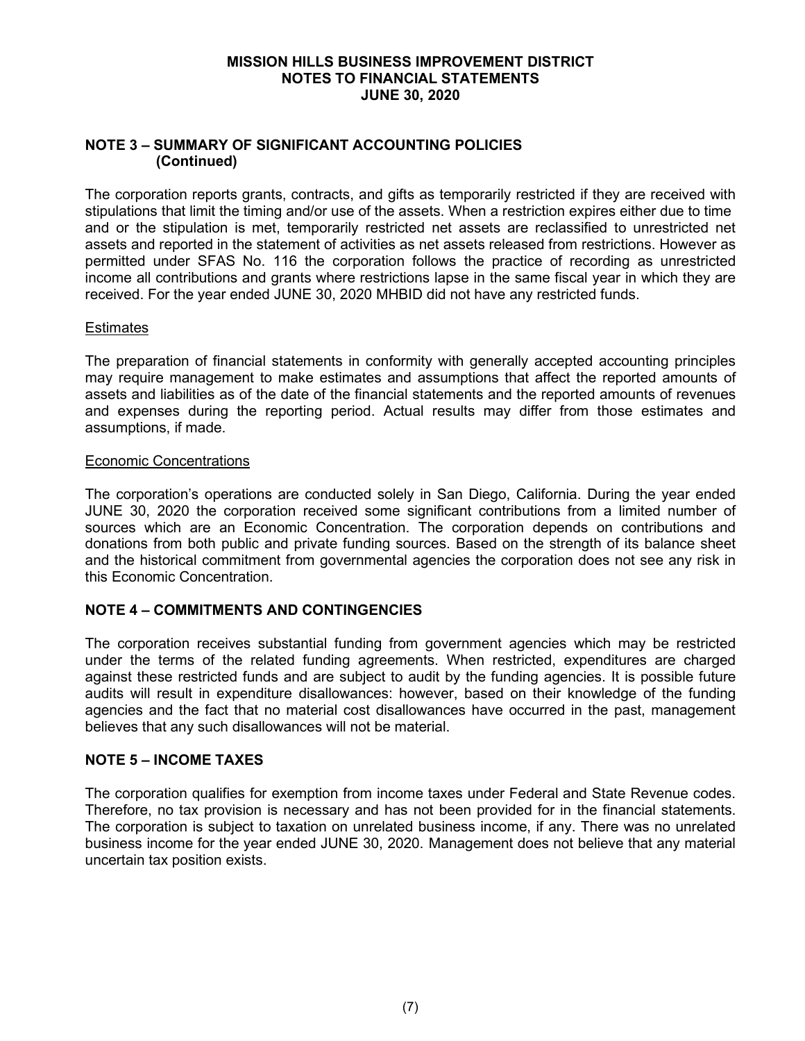# MISSION HILLS BUSINESS IMPROVEMENT DISTRICT
## NOTES TO FINANCIAL STATEMENTS
## JUNE 30, 2020

### NOTE 3 – SUMMARY OF SIGNIFICANT ACCOUNTING POLICIES (Continued)

The corporation reports grants, contracts, and gifts as temporarily restricted if they are received with stipulations that limit the timing and/or use of the assets. When a restriction expires either due to time and or the stipulation is met, temporarily restricted net assets are reclassified to unrestricted net assets and reported in the statement of activities as net assets released from restrictions. However as permitted under SFAS No. 116 the corporation follows the practice of recording as unrestricted income all contributions and grants where restrictions lapse in the same fiscal year in which they are received. For the year ended JUNE 30, 2020 MHBID did not have any restricted funds.

<u>Estimates</u>

The preparation of financial statements in conformity with generally accepted accounting principles may require management to make estimates and assumptions that affect the reported amounts of assets and liabilities as of the date of the financial statements and the reported amounts of revenues and expenses during the reporting period. Actual results may differ from those estimates and assumptions, if made.

<u>Economic Concentrations</u>

The corporation's operations are conducted solely in San Diego, California. During the year ended JUNE 30, 2020 the corporation received some significant contributions from a limited number of sources which are an Economic Concentration. The corporation depends on contributions and donations from both public and private funding sources. Based on the strength of its balance sheet and the historical commitment from governmental agencies the corporation does not see any risk in this Economic Concentration.

### NOTE 4 – COMMITMENTS AND CONTINGENCIES

The corporation receives substantial funding from government agencies which may be restricted under the terms of the related funding agreements. When restricted, expenditures are charged against these restricted funds and are subject to audit by the funding agencies. It is possible future audits will result in expenditure disallowances: however, based on their knowledge of the funding agencies and the fact that no material cost disallowances have occurred in the past, management believes that any such disallowances will not be material.

### NOTE 5 – INCOME TAXES

The corporation qualifies for exemption from income taxes under Federal and State Revenue codes. Therefore, no tax provision is necessary and has not been provided for in the financial statements. The corporation is subject to taxation on unrelated business income, if any. There was no unrelated business income for the year ended JUNE 30, 2020. Management does not believe that any material uncertain tax position exists.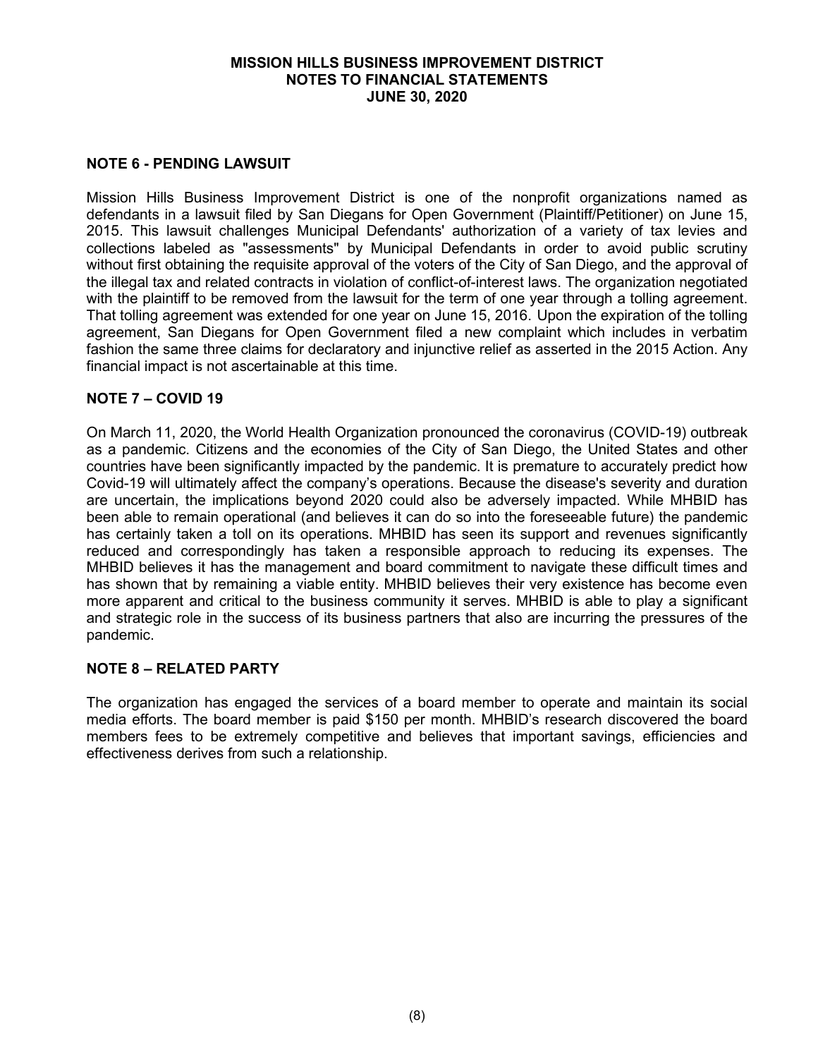# MISSION HILLS BUSINESS IMPROVEMENT DISTRICT
## NOTES TO FINANCIAL STATEMENTS
## JUNE 30, 2020

### NOTE 6 - PENDING LAWSUIT

Mission Hills Business Improvement District is one of the nonprofit organizations named as defendants in a lawsuit filed by San Diegans for Open Government (Plaintiff/Petitioner) on June 15, 2015. This lawsuit challenges Municipal Defendants' authorization of a variety of tax levies and collections labeled as "assessments" by Municipal Defendants in order to avoid public scrutiny without first obtaining the requisite approval of the voters of the City of San Diego, and the approval of the illegal tax and related contracts in violation of conflict-of-interest laws. The organization negotiated with the plaintiff to be removed from the lawsuit for the term of one year through a tolling agreement. That tolling agreement was extended for one year on June 15, 2016. Upon the expiration of the tolling agreement, San Diegans for Open Government filed a new complaint which includes in verbatim fashion the same three claims for declaratory and injunctive relief as asserted in the 2015 Action. Any financial impact is not ascertainable at this time.

### NOTE 7 – COVID 19

On March 11, 2020, the World Health Organization pronounced the coronavirus (COVID-19) outbreak as a pandemic. Citizens and the economies of the City of San Diego, the United States and other countries have been significantly impacted by the pandemic. It is premature to accurately predict how Covid-19 will ultimately affect the company's operations. Because the disease's severity and duration are uncertain, the implications beyond 2020 could also be adversely impacted. While MHBID has been able to remain operational (and believes it can do so into the foreseeable future) the pandemic has certainly taken a toll on its operations. MHBID has seen its support and revenues significantly reduced and correspondingly has taken a responsible approach to reducing its expenses. The MHBID believes it has the management and board commitment to navigate these difficult times and has shown that by remaining a viable entity. MHBID believes their very existence has become even more apparent and critical to the business community it serves. MHBID is able to play a significant and strategic role in the success of its business partners that also are incurring the pressures of the pandemic.

### NOTE 8 – RELATED PARTY

The organization has engaged the services of a board member to operate and maintain its social media efforts. The board member is paid $150 per month. MHBID's research discovered the board members fees to be extremely competitive and believes that important savings, efficiencies and effectiveness derives from such a relationship.